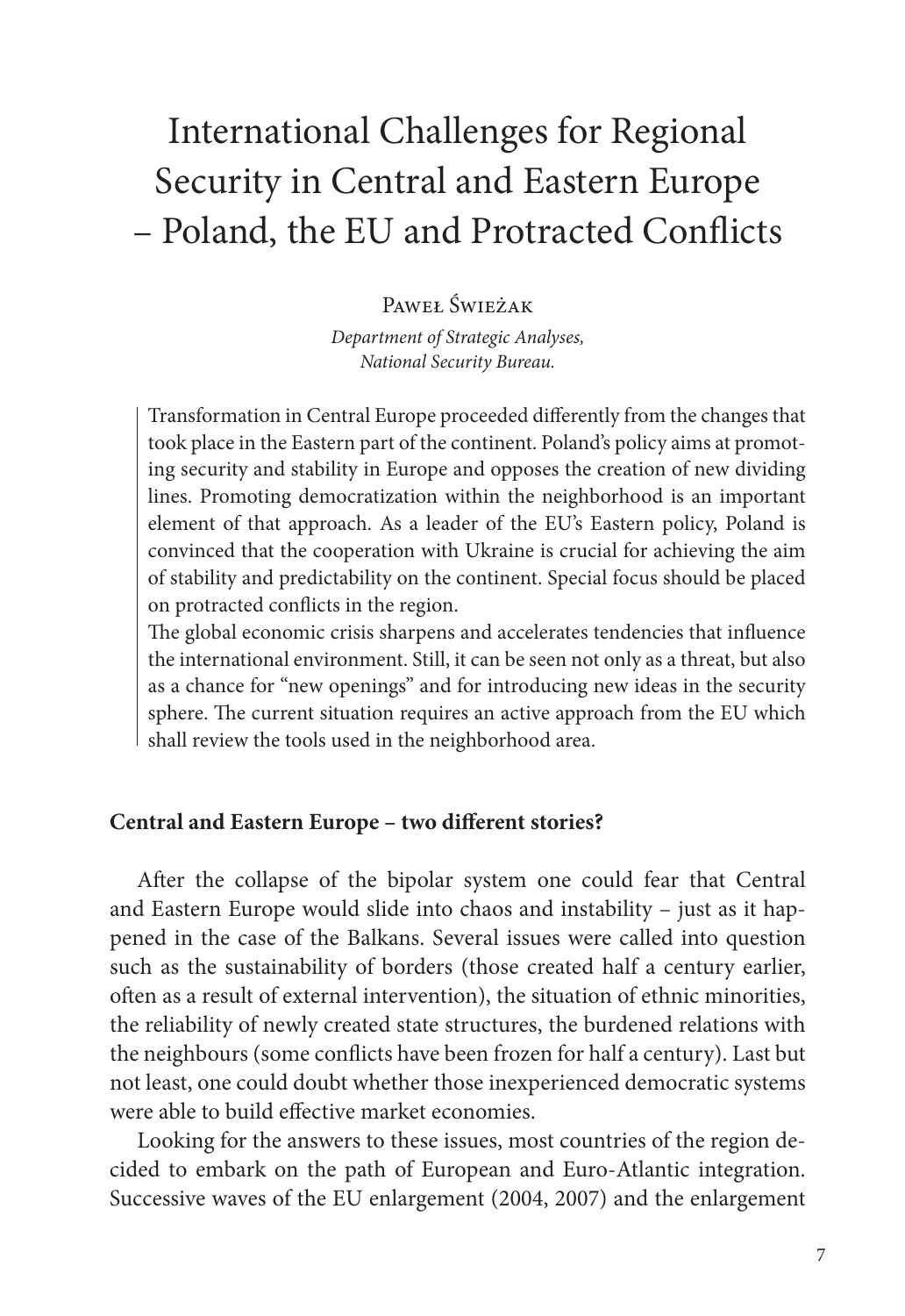# International Challenges for Regional Security in Central and Eastern Europe – Poland, the EU and Protracted Conflicts

Paweł Świeżak

*Department of Strategic Analyses, National Security Bureau.*

Transformation in Central Europe proceeded differently from the changes that took place in the Eastern part of the continent. Poland's policy aims at promoting security and stability in Europe and opposes the creation of new dividing lines. Promoting democratization within the neighborhood is an important element of that approach. As a leader of the EU's Eastern policy, Poland is convinced that the cooperation with Ukraine is crucial for achieving the aim of stability and predictability on the continent. Special focus should be placed on protracted conflicts in the region.

The global economic crisis sharpens and accelerates tendencies that influence the international environment. Still, it can be seen not only as a threat, but also as a chance for "new openings" and for introducing new ideas in the security sphere. The current situation requires an active approach from the EU which shall review the tools used in the neighborhood area.

## Central and Eastern Europe – two different stories?

After the collapse of the bipolar system one could fear that Central and Eastern Europe would slide into chaos and instability – just as it happened in the case of the Balkans. Several issues were called into question such as the sustainability of borders (those created half a century earlier, often as a result of external intervention), the situation of ethnic minorities, the reliability of newly created state structures, the burdened relations with the neighbours (some conflicts have been frozen for half a century). Last but not least, one could doubt whether those inexperienced democratic systems were able to build effective market economies.

Looking for the answers to these issues, most countries of the region decided to embark on the path of European and Euro-Atlantic integration. Successive waves of the EU enlargement (2004, 2007) and the enlargement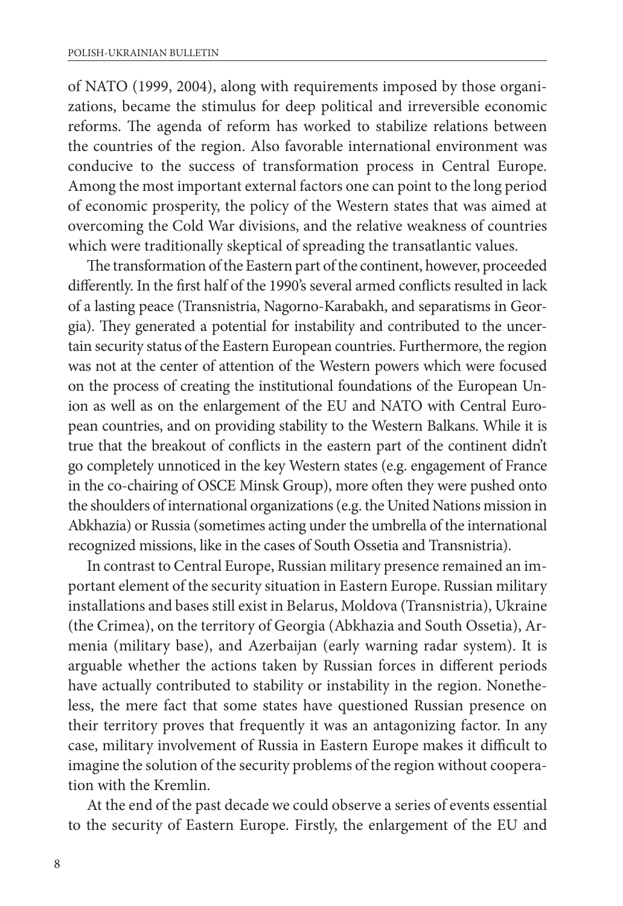of NATO (1999, 2004), along with requirements imposed by those organizations, became the stimulus for deep political and irreversible economic reforms. The agenda of reform has worked to stabilize relations between the countries of the region. Also favorable international environment was conducive to the success of transformation process in Central Europe. Among the most important external factors one can point to the long period of economic prosperity, the policy of the Western states that was aimed at overcoming the Cold War divisions, and the relative weakness of countries which were traditionally skeptical of spreading the transatlantic values.

The transformation of the Eastern part of the continent, however, proceeded differently. In the first half of the 1990's several armed conflicts resulted in lack of a lasting peace (Transnistria, Nagorno-Karabakh, and separatisms in Georgia). They generated a potential for instability and contributed to the uncertain security status of the Eastern European countries. Furthermore, the region was not at the center of attention of the Western powers which were focused on the process of creating the institutional foundations of the European Union as well as on the enlargement of the EU and NATO with Central European countries, and on providing stability to the Western Balkans. While it is true that the breakout of conflicts in the eastern part of the continent didn't go completely unnoticed in the key Western states (e.g. engagement of France in the co-chairing of OSCE Minsk Group), more often they were pushed onto the shoulders of international organizations (e.g. the United Nations mission in Abkhazia) or Russia (sometimes acting under the umbrella of the international recognized missions, like in the cases of South Ossetia and Transnistria).

In contrast to Central Europe, Russian military presence remained an important element of the security situation in Eastern Europe. Russian military installations and bases still exist in Belarus, Moldova (Transnistria), Ukraine (the Crimea), on the territory of Georgia (Abkhazia and South Ossetia), Armenia (military base), and Azerbaijan (early warning radar system). It is arguable whether the actions taken by Russian forces in different periods have actually contributed to stability or instability in the region. Nonetheless, the mere fact that some states have questioned Russian presence on their territory proves that frequently it was an antagonizing factor. In any case, military involvement of Russia in Eastern Europe makes it difficult to imagine the solution of the security problems of the region without cooperation with the Kremlin.

At the end of the past decade we could observe a series of events essential to the security of Eastern Europe. Firstly, the enlargement of the EU and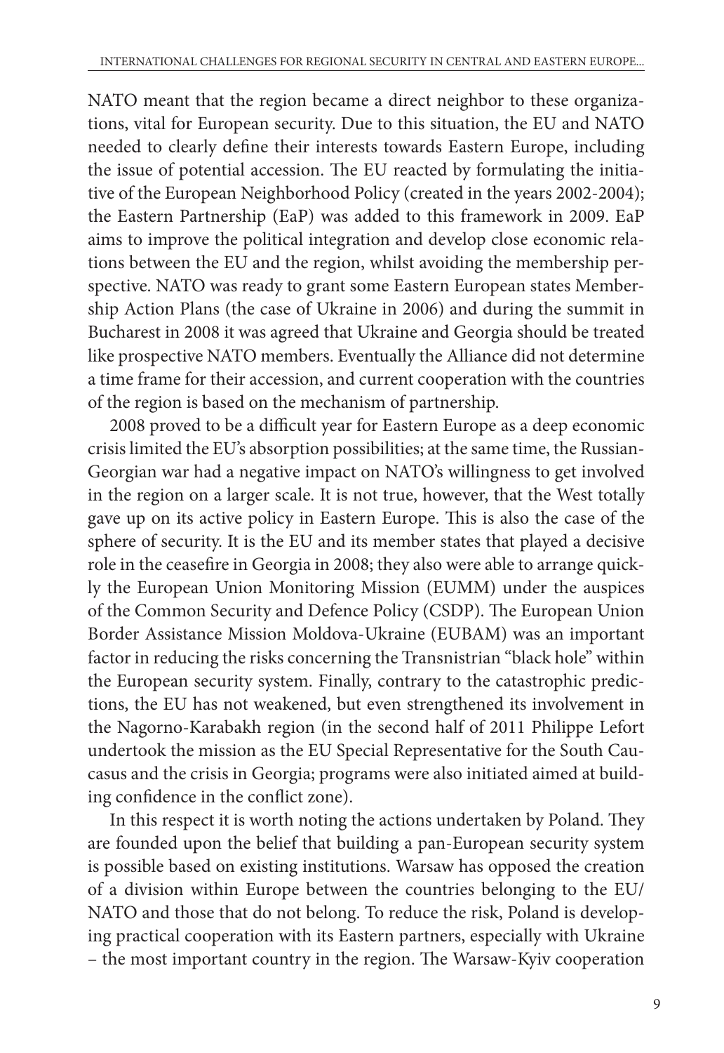NATO meant that the region became a direct neighbor to these organizations, vital for European security. Due to this situation, the EU and NATO needed to clearly define their interests towards Eastern Europe, including the issue of potential accession. The EU reacted by formulating the initiative of the European Neighborhood Policy (created in the years 2002-2004); the Eastern Partnership (EaP) was added to this framework in 2009. EaP aims to improve the political integration and develop close economic relations between the EU and the region, whilst avoiding the membership perspective. NATO was ready to grant some Eastern European states Membership Action Plans (the case of Ukraine in 2006) and during the summit in Bucharest in 2008 it was agreed that Ukraine and Georgia should be treated like prospective NATO members. Eventually the Alliance did not determine a time frame for their accession, and current cooperation with the countries of the region is based on the mechanism of partnership.

2008 proved to be a difficult year for Eastern Europe as a deep economic crisis limited the EU's absorption possibilities; at the same time, the Russian-Georgian war had a negative impact on NATO's willingness to get involved in the region on a larger scale. It is not true, however, that the West totally gave up on its active policy in Eastern Europe. This is also the case of the sphere of security. It is the EU and its member states that played a decisive role in the ceasefire in Georgia in 2008; they also were able to arrange quickly the European Union Monitoring Mission (EUMM) under the auspices of the Common Security and Defence Policy (CSDP). The European Union Border Assistance Mission Moldova-Ukraine (EUBAM) was an important factor in reducing the risks concerning the Transnistrian "black hole" within the European security system. Finally, contrary to the catastrophic predictions, the EU has not weakened, but even strengthened its involvement in the Nagorno-Karabakh region (in the second half of 2011 Philippe Lefort undertook the mission as the EU Special Representative for the South Caucasus and the crisis in Georgia; programs were also initiated aimed at building confidence in the conflict zone).

In this respect it is worth noting the actions undertaken by Poland. They are founded upon the belief that building a pan-European security system is possible based on existing institutions. Warsaw has opposed the creation of a division within Europe between the countries belonging to the EU/NATO and those that do not belong. To reduce the risk, Poland is developing practical cooperation with its Eastern partners, especially with Ukraine – the most important country in the region. The Warsaw-Kyiv cooperation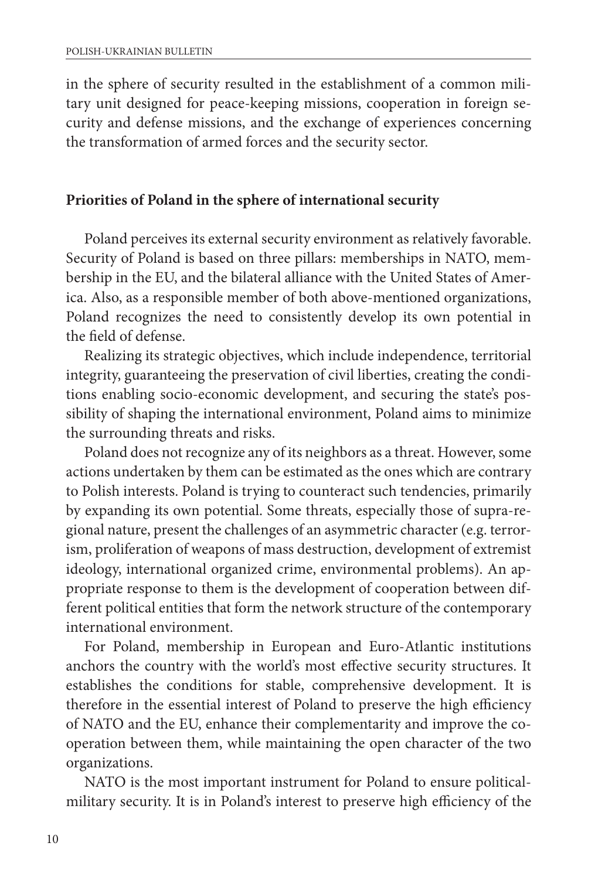in the sphere of security resulted in the establishment of a common military unit designed for peace-keeping missions, cooperation in foreign security and defense missions, and the exchange of experiences concerning the transformation of armed forces and the security sector.

## Priorities of Poland in the sphere of international security

Poland perceives its external security environment as relatively favorable. Security of Poland is based on three pillars: memberships in NATO, membership in the EU, and the bilateral alliance with the United States of America. Also, as a responsible member of both above-mentioned organizations, Poland recognizes the need to consistently develop its own potential in the field of defense.

Realizing its strategic objectives, which include independence, territorial integrity, guaranteeing the preservation of civil liberties, creating the conditions enabling socio-economic development, and securing the state's possibility of shaping the international environment, Poland aims to minimize the surrounding threats and risks.

Poland does not recognize any of its neighbors as a threat. However, some actions undertaken by them can be estimated as the ones which are contrary to Polish interests. Poland is trying to counteract such tendencies, primarily by expanding its own potential. Some threats, especially those of supra-regional nature, present the challenges of an asymmetric character (e.g. terrorism, proliferation of weapons of mass destruction, development of extremist ideology, international organized crime, environmental problems). An appropriate response to them is the development of cooperation between different political entities that form the network structure of the contemporary international environment.

For Poland, membership in European and Euro-Atlantic institutions anchors the country with the world's most effective security structures. It establishes the conditions for stable, comprehensive development. It is therefore in the essential interest of Poland to preserve the high efficiency of NATO and the EU, enhance their complementarity and improve the cooperation between them, while maintaining the open character of the two organizations.

NATO is the most important instrument for Poland to ensure political-military security. It is in Poland's interest to preserve high efficiency of the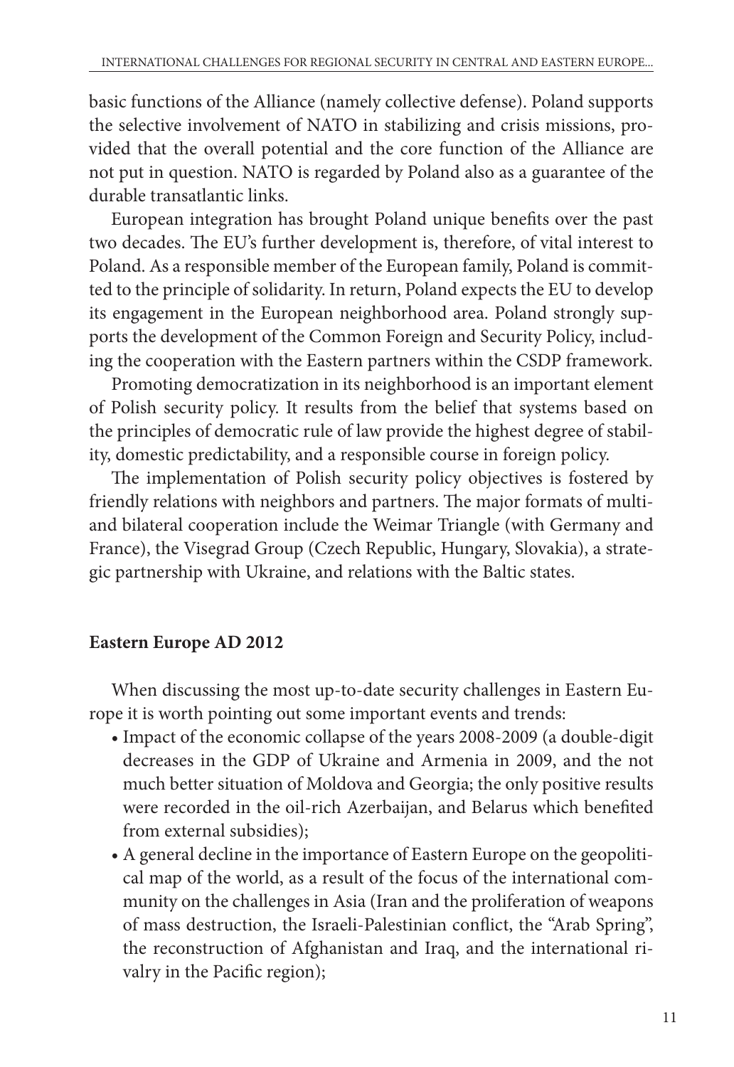basic functions of the Alliance (namely collective defense). Poland supports the selective involvement of NATO in stabilizing and crisis missions, provided that the overall potential and the core function of the Alliance are not put in question. NATO is regarded by Poland also as a guarantee of the durable transatlantic links.

European integration has brought Poland unique benefits over the past two decades. The EU's further development is, therefore, of vital interest to Poland. As a responsible member of the European family, Poland is committed to the principle of solidarity. In return, Poland expects the EU to develop its engagement in the European neighborhood area. Poland strongly supports the development of the Common Foreign and Security Policy, including the cooperation with the Eastern partners within the CSDP framework.

Promoting democratization in its neighborhood is an important element of Polish security policy. It results from the belief that systems based on the principles of democratic rule of law provide the highest degree of stability, domestic predictability, and a responsible course in foreign policy.

The implementation of Polish security policy objectives is fostered by friendly relations with neighbors and partners. The major formats of multi- and bilateral cooperation include the Weimar Triangle (with Germany and France), the Visegrad Group (Czech Republic, Hungary, Slovakia), a strategic partnership with Ukraine, and relations with the Baltic states.

**Eastern Europe AD 2012**

When discussing the most up-to-date security challenges in Eastern Europe it is worth pointing out some important events and trends:

- Impact of the economic collapse of the years 2008-2009 (a double-digit decreases in the GDP of Ukraine and Armenia in 2009, and the not much better situation of Moldova and Georgia; the only positive results were recorded in the oil-rich Azerbaijan, and Belarus which benefited from external subsidies);
- A general decline in the importance of Eastern Europe on the geopolitical map of the world, as a result of the focus of the international community on the challenges in Asia (Iran and the proliferation of weapons of mass destruction, the Israeli-Palestinian conflict, the "Arab Spring", the reconstruction of Afghanistan and Iraq, and the international rivalry in the Pacific region);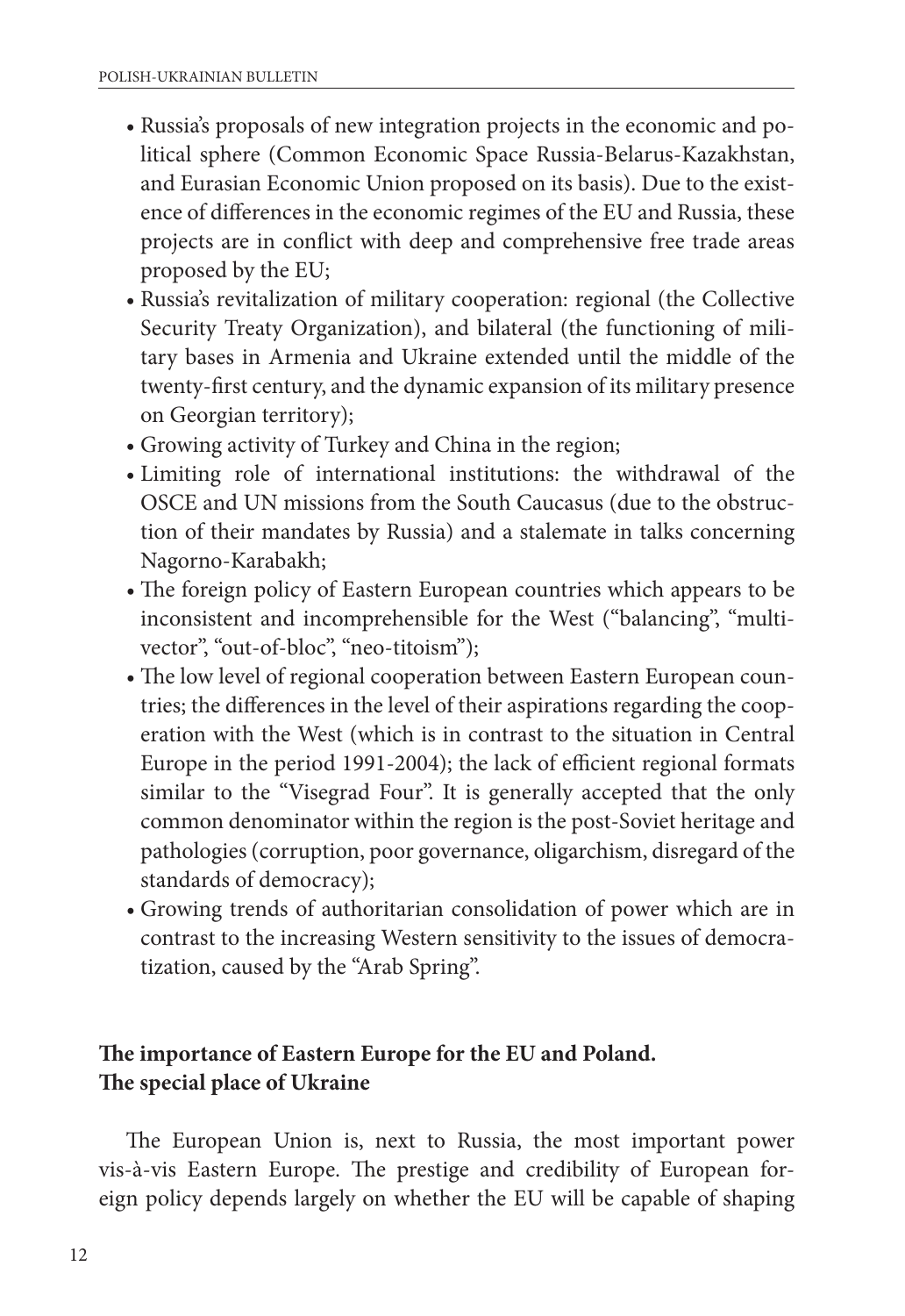- Russia's proposals of new integration projects in the economic and political sphere (Common Economic Space Russia-Belarus-Kazakhstan, and Eurasian Economic Union proposed on its basis). Due to the existence of differences in the economic regimes of the EU and Russia, these projects are in conflict with deep and comprehensive free trade areas proposed by the EU;
- Russia's revitalization of military cooperation: regional (the Collective Security Treaty Organization), and bilateral (the functioning of military bases in Armenia and Ukraine extended until the middle of the twenty-first century, and the dynamic expansion of its military presence on Georgian territory);
- Growing activity of Turkey and China in the region;
- Limiting role of international institutions: the withdrawal of the OSCE and UN missions from the South Caucasus (due to the obstruction of their mandates by Russia) and a stalemate in talks concerning Nagorno-Karabakh;
- The foreign policy of Eastern European countries which appears to be inconsistent and incomprehensible for the West ("balancing", "multi-vector", "out-of-bloc", "neo-titoism");
- The low level of regional cooperation between Eastern European countries; the differences in the level of their aspirations regarding the cooperation with the West (which is in contrast to the situation in Central Europe in the period 1991-2004); the lack of efficient regional formats similar to the "Visegrad Four". It is generally accepted that the only common denominator within the region is the post-Soviet heritage and pathologies (corruption, poor governance, oligarchism, disregard of the standards of democracy);
- Growing trends of authoritarian consolidation of power which are in contrast to the increasing Western sensitivity to the issues of democratization, caused by the "Arab Spring".

## The importance of Eastern Europe for the EU and Poland. The special place of Ukraine

The European Union is, next to Russia, the most important power vis-à-vis Eastern Europe. The prestige and credibility of European foreign policy depends largely on whether the EU will be capable of shaping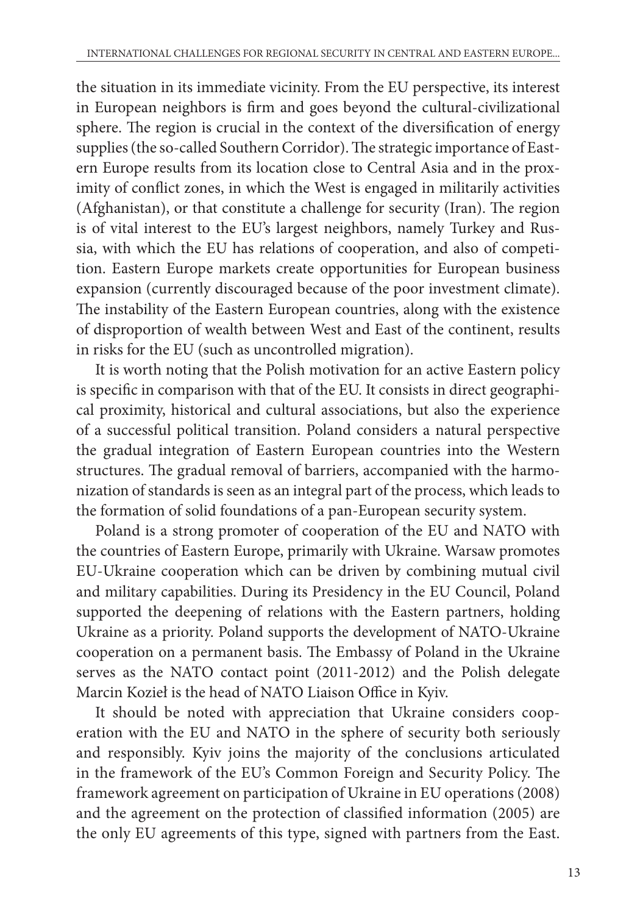the situation in its immediate vicinity. From the EU perspective, its interest in European neighbors is firm and goes beyond the cultural-civilizational sphere. The region is crucial in the context of the diversification of energy supplies (the so-called Southern Corridor). The strategic importance of Eastern Europe results from its location close to Central Asia and in the proximity of conflict zones, in which the West is engaged in militarily activities (Afghanistan), or that constitute a challenge for security (Iran). The region is of vital interest to the EU's largest neighbors, namely Turkey and Russia, with which the EU has relations of cooperation, and also of competition. Eastern Europe markets create opportunities for European business expansion (currently discouraged because of the poor investment climate). The instability of the Eastern European countries, along with the existence of disproportion of wealth between West and East of the continent, results in risks for the EU (such as uncontrolled migration).

It is worth noting that the Polish motivation for an active Eastern policy is specific in comparison with that of the EU. It consists in direct geographical proximity, historical and cultural associations, but also the experience of a successful political transition. Poland considers a natural perspective the gradual integration of Eastern European countries into the Western structures. The gradual removal of barriers, accompanied with the harmonization of standards is seen as an integral part of the process, which leads to the formation of solid foundations of a pan-European security system.

Poland is a strong promoter of cooperation of the EU and NATO with the countries of Eastern Europe, primarily with Ukraine. Warsaw promotes EU-Ukraine cooperation which can be driven by combining mutual civil and military capabilities. During its Presidency in the EU Council, Poland supported the deepening of relations with the Eastern partners, holding Ukraine as a priority. Poland supports the development of NATO-Ukraine cooperation on a permanent basis. The Embassy of Poland in the Ukraine serves as the NATO contact point (2011-2012) and the Polish delegate Marcin Kozieł is the head of NATO Liaison Office in Kyiv.

It should be noted with appreciation that Ukraine considers cooperation with the EU and NATO in the sphere of security both seriously and responsibly. Kyiv joins the majority of the conclusions articulated in the framework of the EU's Common Foreign and Security Policy. The framework agreement on participation of Ukraine in EU operations (2008) and the agreement on the protection of classified information (2005) are the only EU agreements of this type, signed with partners from the East.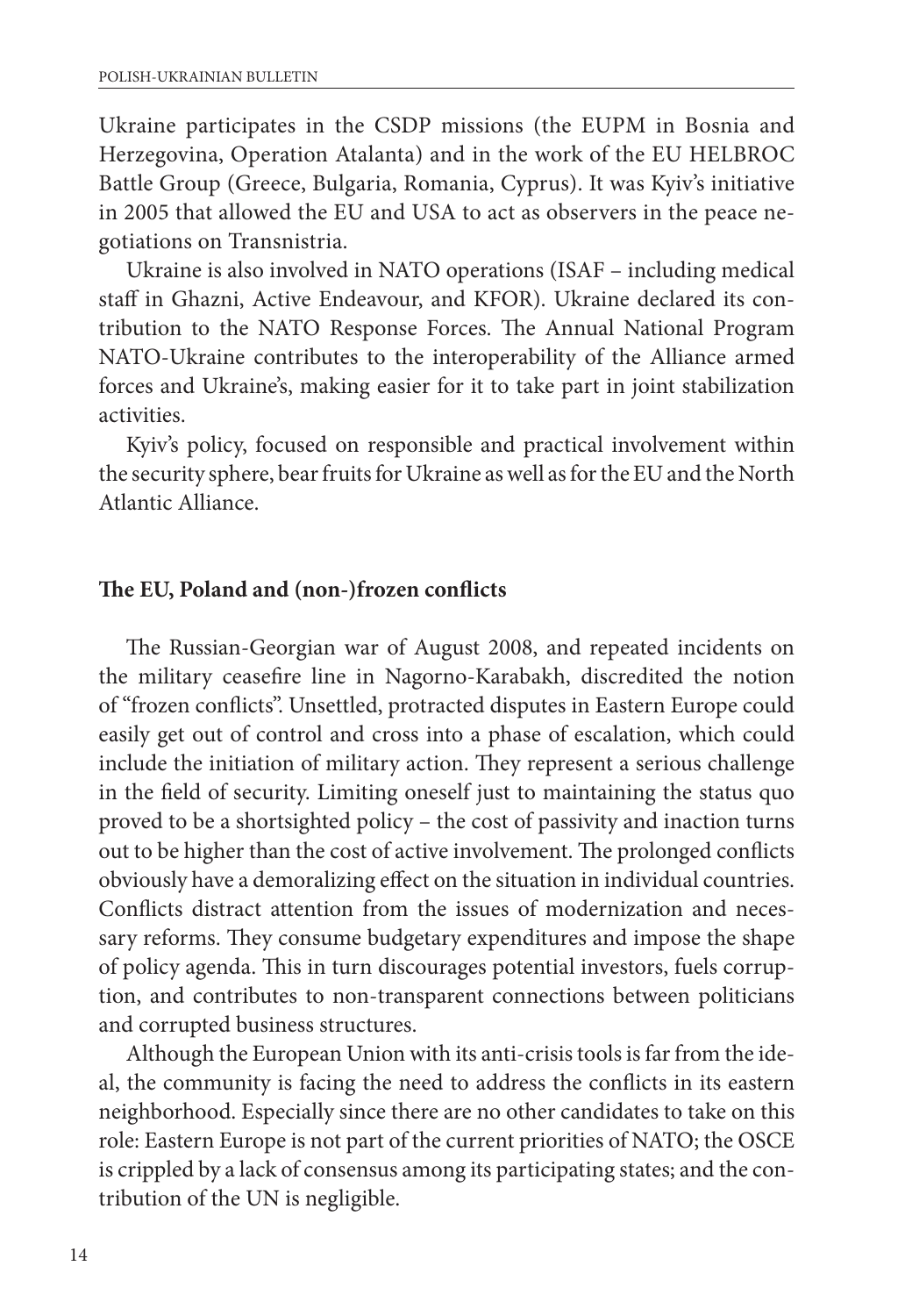Ukraine participates in the CSDP missions (the EUPM in Bosnia and Herzegovina, Operation Atalanta) and in the work of the EU HELBROC Battle Group (Greece, Bulgaria, Romania, Cyprus). It was Kyiv's initiative in 2005 that allowed the EU and USA to act as observers in the peace negotiations on Transnistria.

Ukraine is also involved in NATO operations (ISAF – including medical staff in Ghazni, Active Endeavour, and KFOR). Ukraine declared its contribution to the NATO Response Forces. The Annual National Program NATO-Ukraine contributes to the interoperability of the Alliance armed forces and Ukraine's, making easier for it to take part in joint stabilization activities.

Kyiv's policy, focused on responsible and practical involvement within the security sphere, bear fruits for Ukraine as well as for the EU and the North Atlantic Alliance.

## The EU, Poland and (non-)frozen conflicts

The Russian-Georgian war of August 2008, and repeated incidents on the military ceasefire line in Nagorno-Karabakh, discredited the notion of "frozen conflicts". Unsettled, protracted disputes in Eastern Europe could easily get out of control and cross into a phase of escalation, which could include the initiation of military action. They represent a serious challenge in the field of security. Limiting oneself just to maintaining the status quo proved to be a shortsighted policy – the cost of passivity and inaction turns out to be higher than the cost of active involvement. The prolonged conflicts obviously have a demoralizing effect on the situation in individual countries. Conflicts distract attention from the issues of modernization and necessary reforms. They consume budgetary expenditures and impose the shape of policy agenda. This in turn discourages potential investors, fuels corruption, and contributes to non-transparent connections between politicians and corrupted business structures.

Although the European Union with its anti-crisis tools is far from the ideal, the community is facing the need to address the conflicts in its eastern neighborhood. Especially since there are no other candidates to take on this role: Eastern Europe is not part of the current priorities of NATO; the OSCE is crippled by a lack of consensus among its participating states; and the contribution of the UN is negligible.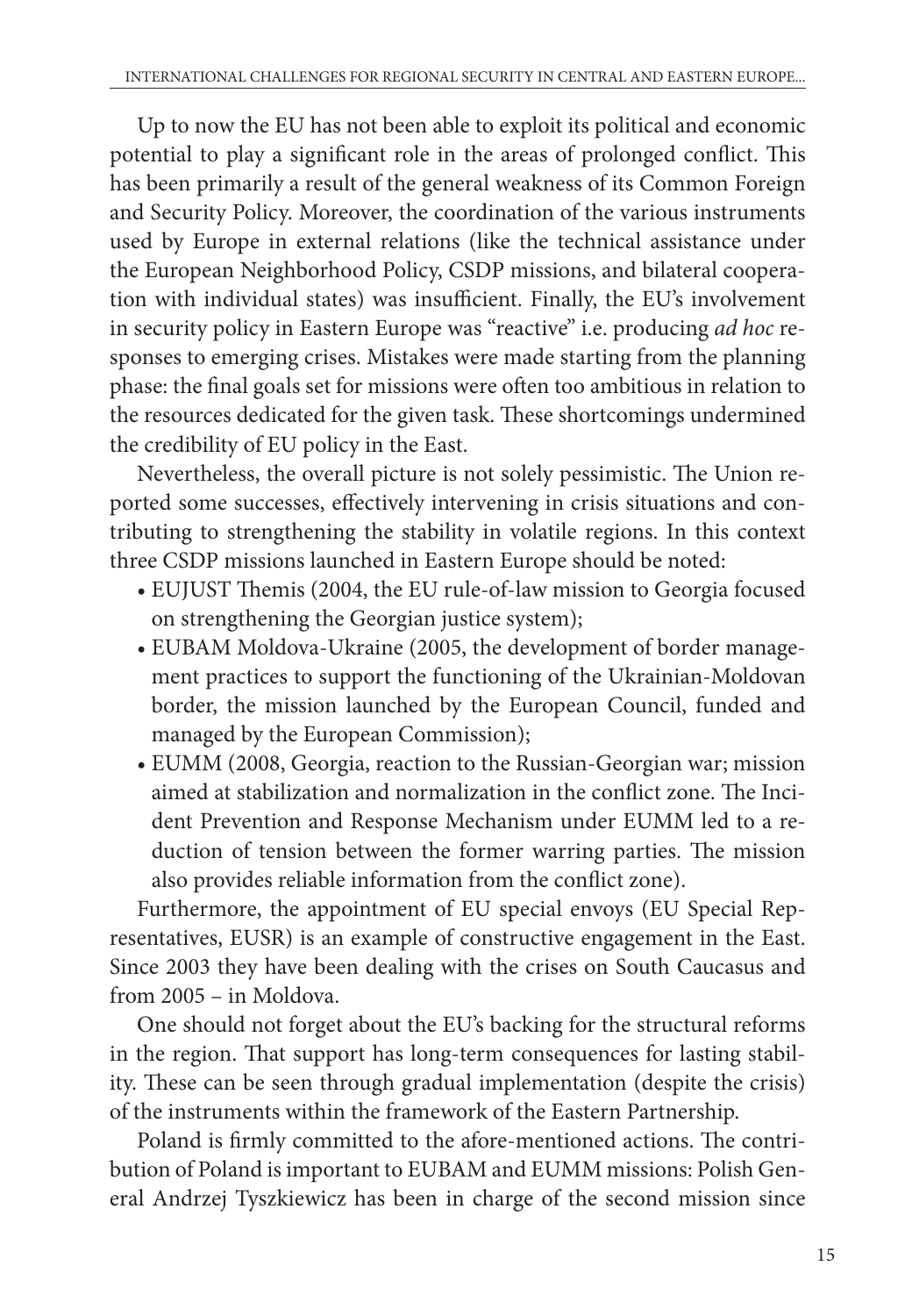Up to now the EU has not been able to exploit its political and economic potential to play a significant role in the areas of prolonged conflict. This has been primarily a result of the general weakness of its Common Foreign and Security Policy. Moreover, the coordination of the various instruments used by Europe in external relations (like the technical assistance under the European Neighborhood Policy, CSDP missions, and bilateral cooperation with individual states) was insufficient. Finally, the EU's involvement in security policy in Eastern Europe was "reactive" i.e. producing *ad hoc* responses to emerging crises. Mistakes were made starting from the planning phase: the final goals set for missions were often too ambitious in relation to the resources dedicated for the given task. These shortcomings undermined the credibility of EU policy in the East.

Nevertheless, the overall picture is not solely pessimistic. The Union reported some successes, effectively intervening in crisis situations and contributing to strengthening the stability in volatile regions. In this context three CSDP missions launched in Eastern Europe should be noted:

- EUJUST Themis (2004, the EU rule-of-law mission to Georgia focused on strengthening the Georgian justice system);
- EUBAM Moldova-Ukraine (2005, the development of border management practices to support the functioning of the Ukrainian-Moldovan border, the mission launched by the European Council, funded and managed by the European Commission);
- EUMM (2008, Georgia, reaction to the Russian-Georgian war; mission aimed at stabilization and normalization in the conflict zone. The Incident Prevention and Response Mechanism under EUMM led to a reduction of tension between the former warring parties. The mission also provides reliable information from the conflict zone).

Furthermore, the appointment of EU special envoys (EU Special Representatives, EUSR) is an example of constructive engagement in the East. Since 2003 they have been dealing with the crises on South Caucasus and from 2005 – in Moldova.

One should not forget about the EU's backing for the structural reforms in the region. That support has long-term consequences for lasting stability. These can be seen through gradual implementation (despite the crisis) of the instruments within the framework of the Eastern Partnership.

Poland is firmly committed to the afore-mentioned actions. The contribution of Poland is important to EUBAM and EUMM missions: Polish General Andrzej Tyszkiewicz has been in charge of the second mission since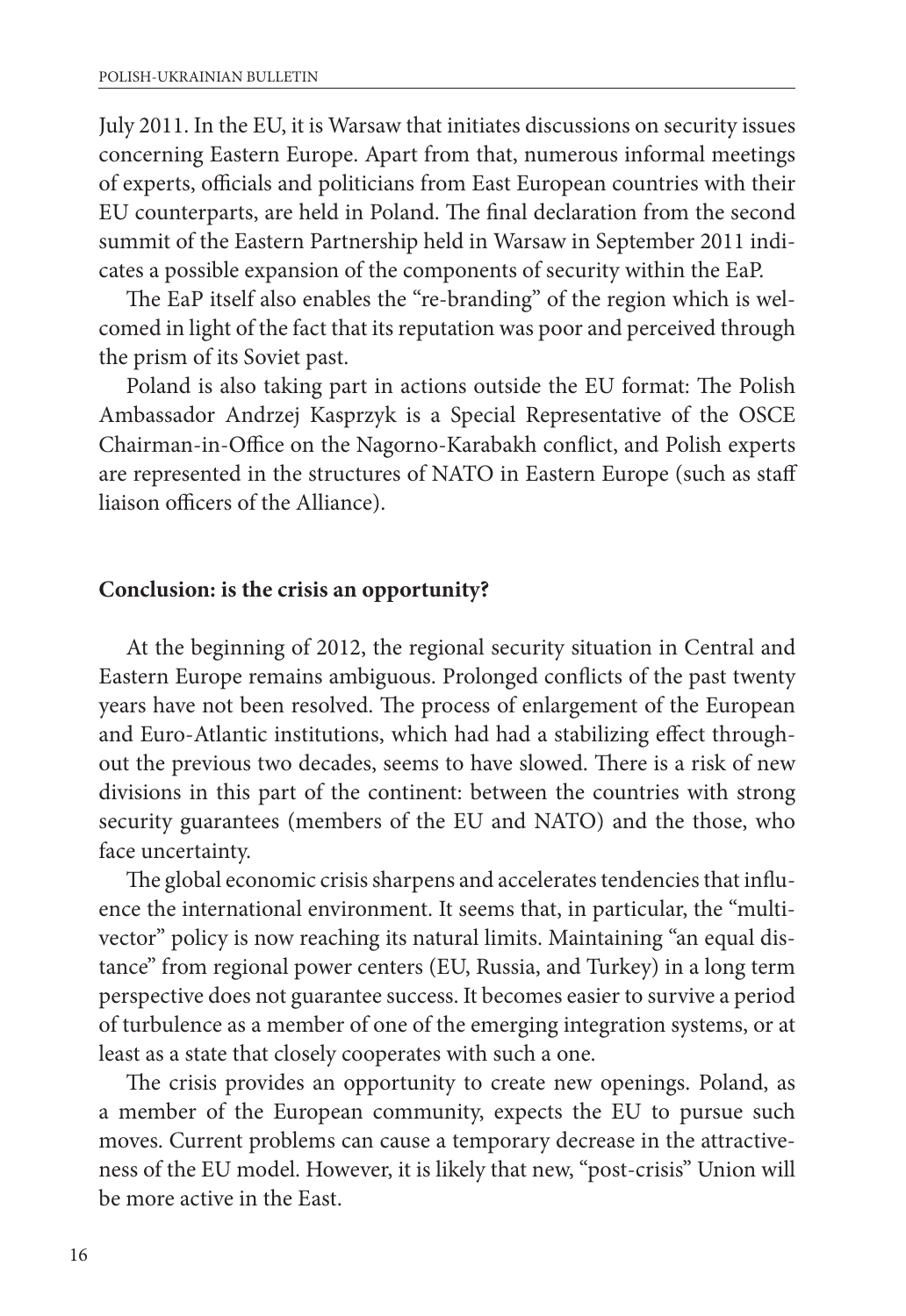July 2011. In the EU, it is Warsaw that initiates discussions on security issues concerning Eastern Europe. Apart from that, numerous informal meetings of experts, officials and politicians from East European countries with their EU counterparts, are held in Poland. The final declaration from the second summit of the Eastern Partnership held in Warsaw in September 2011 indicates a possible expansion of the components of security within the EaP.

The EaP itself also enables the "re-branding" of the region which is welcomed in light of the fact that its reputation was poor and perceived through the prism of its Soviet past.

Poland is also taking part in actions outside the EU format: The Polish Ambassador Andrzej Kasprzyk is a Special Representative of the OSCE Chairman-in-Office on the Nagorno-Karabakh conflict, and Polish experts are represented in the structures of NATO in Eastern Europe (such as staff liaison officers of the Alliance).

## Conclusion: is the crisis an opportunity?

At the beginning of 2012, the regional security situation in Central and Eastern Europe remains ambiguous. Prolonged conflicts of the past twenty years have not been resolved. The process of enlargement of the European and Euro-Atlantic institutions, which had had a stabilizing effect throughout the previous two decades, seems to have slowed. There is a risk of new divisions in this part of the continent: between the countries with strong security guarantees (members of the EU and NATO) and the those, who face uncertainty.

The global economic crisis sharpens and accelerates tendencies that influence the international environment. It seems that, in particular, the "multi-vector" policy is now reaching its natural limits. Maintaining "an equal distance" from regional power centers (EU, Russia, and Turkey) in a long term perspective does not guarantee success. It becomes easier to survive a period of turbulence as a member of one of the emerging integration systems, or at least as a state that closely cooperates with such a one.

The crisis provides an opportunity to create new openings. Poland, as a member of the European community, expects the EU to pursue such moves. Current problems can cause a temporary decrease in the attractiveness of the EU model. However, it is likely that new, "post-crisis" Union will be more active in the East.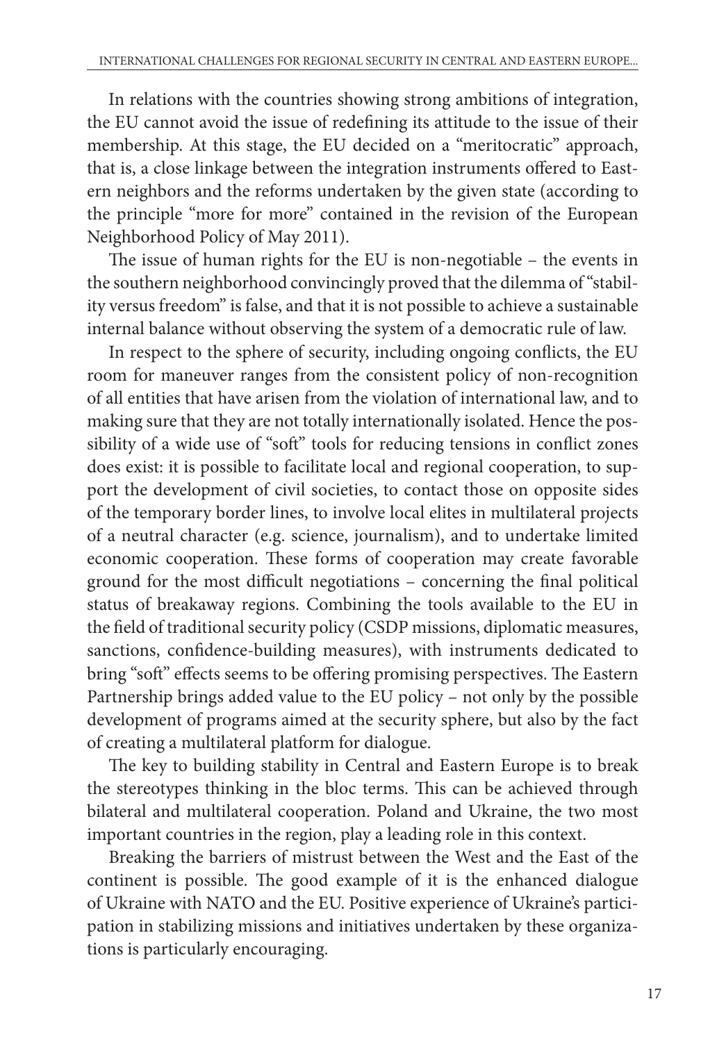In relations with the countries showing strong ambitions of integration, the EU cannot avoid the issue of redefining its attitude to the issue of their membership. At this stage, the EU decided on a "meritocratic" approach, that is, a close linkage between the integration instruments offered to Eastern neighbors and the reforms undertaken by the given state (according to the principle "more for more" contained in the revision of the European Neighborhood Policy of May 2011).

The issue of human rights for the EU is non-negotiable – the events in the southern neighborhood convincingly proved that the dilemma of "stability versus freedom" is false, and that it is not possible to achieve a sustainable internal balance without observing the system of a democratic rule of law.

In respect to the sphere of security, including ongoing conflicts, the EU room for maneuver ranges from the consistent policy of non-recognition of all entities that have arisen from the violation of international law, and to making sure that they are not totally internationally isolated. Hence the possibility of a wide use of "soft" tools for reducing tensions in conflict zones does exist: it is possible to facilitate local and regional cooperation, to support the development of civil societies, to contact those on opposite sides of the temporary border lines, to involve local elites in multilateral projects of a neutral character (e.g. science, journalism), and to undertake limited economic cooperation. These forms of cooperation may create favorable ground for the most difficult negotiations – concerning the final political status of breakaway regions. Combining the tools available to the EU in the field of traditional security policy (CSDP missions, diplomatic measures, sanctions, confidence-building measures), with instruments dedicated to bring "soft" effects seems to be offering promising perspectives. The Eastern Partnership brings added value to the EU policy – not only by the possible development of programs aimed at the security sphere, but also by the fact of creating a multilateral platform for dialogue.

The key to building stability in Central and Eastern Europe is to break the stereotypes thinking in the bloc terms. This can be achieved through bilateral and multilateral cooperation. Poland and Ukraine, the two most important countries in the region, play a leading role in this context.

Breaking the barriers of mistrust between the West and the East of the continent is possible. The good example of it is the enhanced dialogue of Ukraine with NATO and the EU. Positive experience of Ukraine's participation in stabilizing missions and initiatives undertaken by these organizations is particularly encouraging.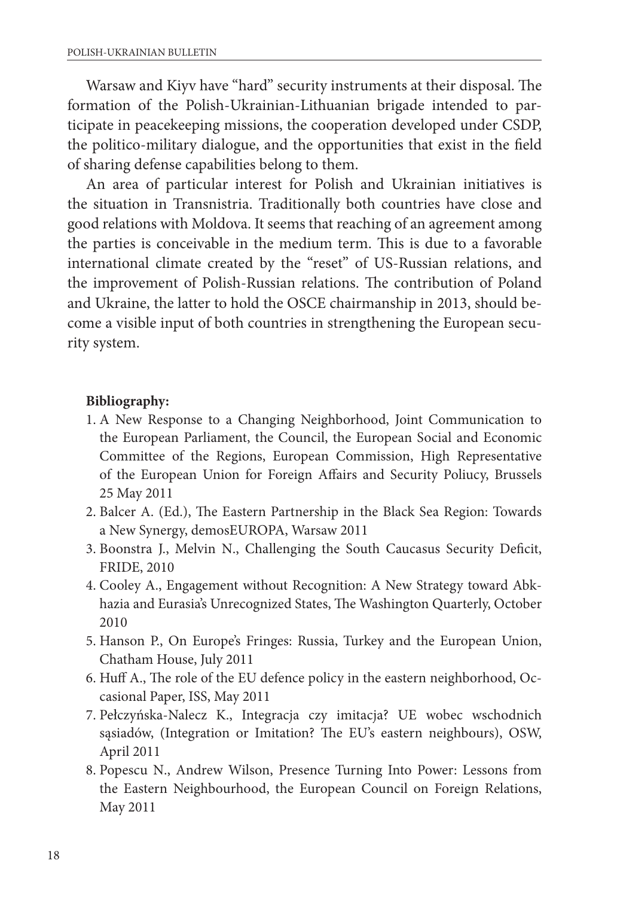Warsaw and Kiyv have "hard" security instruments at their disposal. The formation of the Polish-Ukrainian-Lithuanian brigade intended to participate in peacekeeping missions, the cooperation developed under CSDP, the politico-military dialogue, and the opportunities that exist in the field of sharing defense capabilities belong to them.

An area of particular interest for Polish and Ukrainian initiatives is the situation in Transnistria. Traditionally both countries have close and good relations with Moldova. It seems that reaching of an agreement among the parties is conceivable in the medium term. This is due to a favorable international climate created by the "reset" of US-Russian relations, and the improvement of Polish-Russian relations. The contribution of Poland and Ukraine, the latter to hold the OSCE chairmanship in 2013, should become a visible input of both countries in strengthening the European security system.

**Bibliography:**

1. A New Response to a Changing Neighborhood, Joint Communication to the European Parliament, the Council, the European Social and Economic Committee of the Regions, European Commission, High Representative of the European Union for Foreign Affairs and Security Poliucy, Brussels 25 May 2011
2. Balcer A. (Ed.), The Eastern Partnership in the Black Sea Region: Towards a New Synergy, demosEUROPA, Warsaw 2011
3. Boonstra J., Melvin N., Challenging the South Caucasus Security Deficit, FRIDE, 2010
4. Cooley A., Engagement without Recognition: A New Strategy toward Abkhazia and Eurasia's Unrecognized States, The Washington Quarterly, October 2010
5. Hanson P., On Europe's Fringes: Russia, Turkey and the European Union, Chatham House, July 2011
6. Huff A., The role of the EU defence policy in the eastern neighborhood, Occasional Paper, ISS, May 2011
7. Pełczyńska-Nalecz K., Integracja czy imitacja? UE wobec wschodnich sąsiadów, (Integration or Imitation? The EU's eastern neighbours), OSW, April 2011
8. Popescu N., Andrew Wilson, Presence Turning Into Power: Lessons from the Eastern Neighbourhood, the European Council on Foreign Relations, May 2011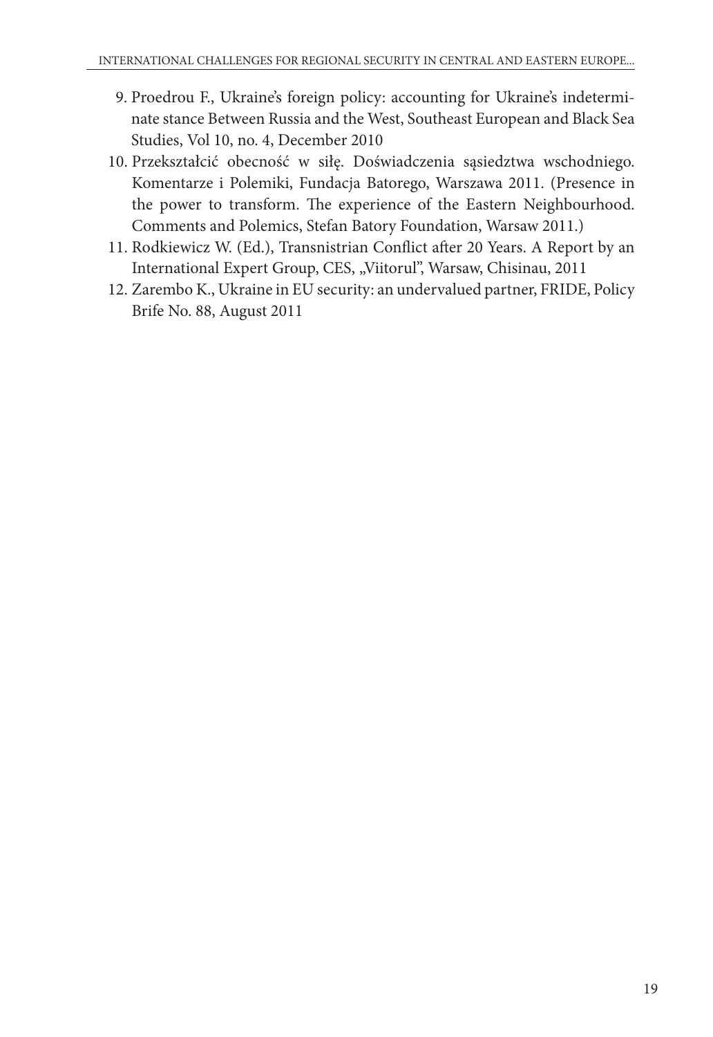9. Proedrou F., Ukraine's foreign policy: accounting for Ukraine's indeterminate stance Between Russia and the West, Southeast European and Black Sea Studies, Vol 10, no. 4, December 2010
10. Przekształcić obecność w siłę. Doświadczenia sąsiedztwa wschodniego. Komentarze i Polemiki, Fundacja Batorego, Warszawa 2011. (Presence in the power to transform. The experience of the Eastern Neighbourhood. Comments and Polemics, Stefan Batory Foundation, Warsaw 2011.)
11. Rodkiewicz W. (Ed.), Transnistrian Conflict after 20 Years. A Report by an International Expert Group, CES, „Viitorul", Warsaw, Chisinau, 2011
12. Zarembo K., Ukraine in EU security: an undervalued partner, FRIDE, Policy Brife No. 88, August 2011